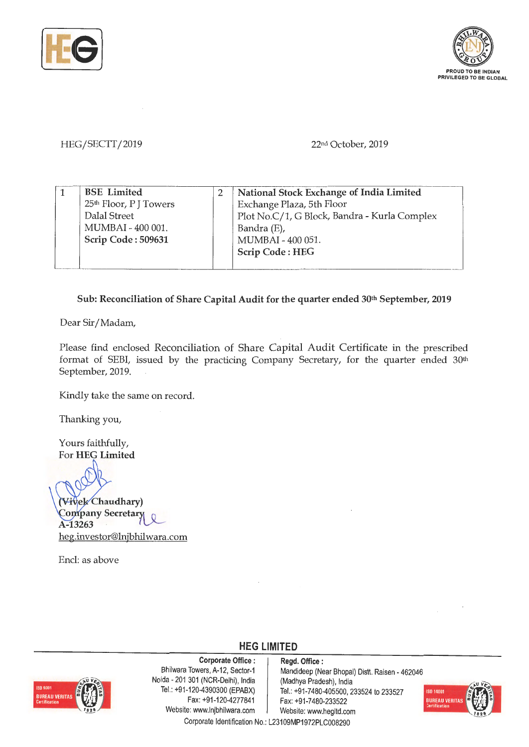HEG/SECTT/2019

22nd October, 2019

| 1 | **BSE Limited**<br>25th Floor, P J Towers<br>Dalal Street<br>MUMBAI - 400 001.<br>**Scrip Code : 509631** | 2 | **National Stock Exchange of India Limited**<br>Exchange Plaza, 5th Floor<br>Plot No.C/1, G Block, Bandra - Kurla Complex<br>Bandra (E),<br>MUMBAI - 400 051.<br>**Scrip Code : HEG** |
|---|---|---|---|

**Sub: Reconciliation of Share Capital Audit for the quarter ended 30th September, 2019**

Dear Sir/Madam,

Please find enclosed Reconciliation of Share Capital Audit Certificate in the prescribed format of SEBI, issued by the practicing Company Secretary, for the quarter ended 30th September, 2019.

Kindly take the same on record.

Thanking you,

Yours faithfully,
For **HEG Limited**

**(Vivek Chaudhary)**
**Company Secretary**
**A-13263**
heg.investor@lnjbhilwara.com

Encl: as above

**HEG LIMITED**

**Corporate Office :**
Bhilwara Towers, A-12, Sector-1
Noida - 201 301 (NCR-Delhi), India
Tel.: +91-120-4390300 (EPABX)
Fax: +91-120-4277841
Website: www.lnjbhilwara.com

**Regd. Office :**
Mandideep (Near Bhopal) Distt. Raisen - 462046
(Madhya Pradesh), India
Tel.: +91-7480-405500, 233524 to 233527
Fax: +91-7480-233522
Website: www.hegltd.com

Corporate Identification No.: L23109MP1972PLC008290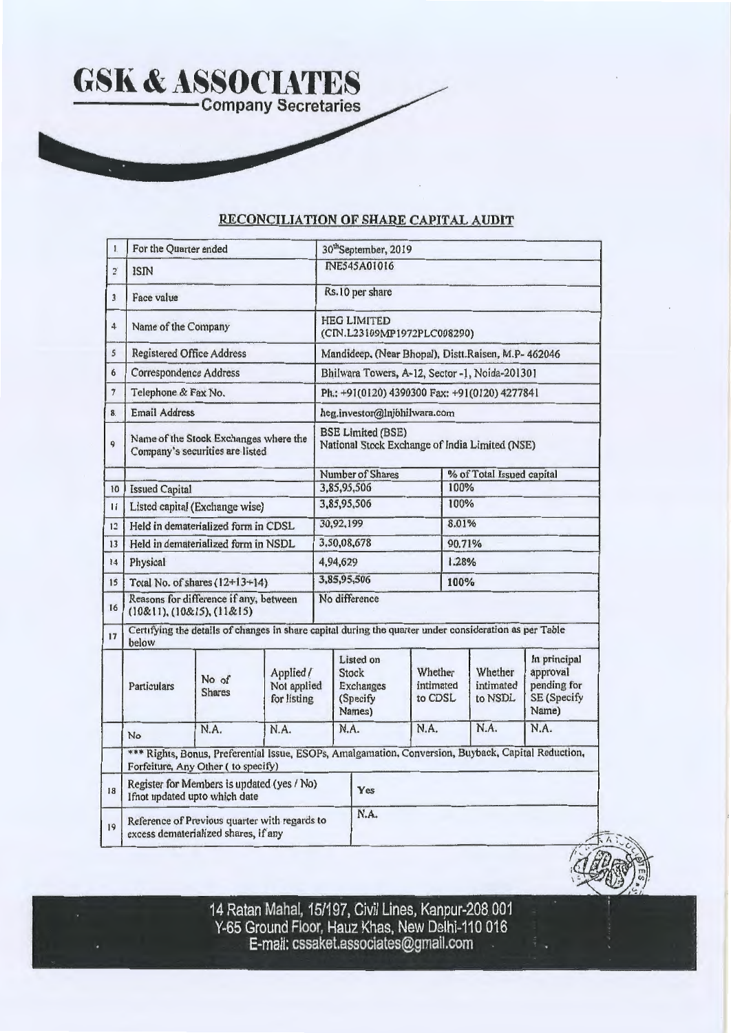# GSK & ASSOCIATES

Company Secretaries

## RECONCILIATION OF SHARE CAPITAL AUDIT

| | | | |
|---|---|---|---|
| 1 | For the Quarter ended | 30th September, 2019 | |
| 2 | ISIN | INE545A01016 | |
| 3 | Face value | Rs.10 per share | |
| 4 | Name of the Company | HEG LIMITED (CIN.L23109MP1972PLC008290) | |
| 5 | Registered Office Address | Mandideep, (Near Bhopal), Distt.Raisen, M.P- 462046 | |
| 6 | Correspondence Address | Bhilwara Towers, A-12, Sector -1, Noida-201301 | |
| 7 | Telephone & Fax No. | Ph.: +91(0120) 4390300 Fax: +91(0120) 4277841 | |
| 8 | Email Address | heg.investor@lnjbhilwara.com | |
| 9 | Name of the Stock Exchanges where the Company's securities are listed | BSE Limited (BSE) National Stock Exchange of India Limited (NSE) | |
| | | Number of Shares | % of Total Issued capital |
| 10 | Issued Capital | 3,85,95,506 | 100% |
| 11 | Listed capital (Exchange wise) | 3,85,95,506 | 100% |
| 12 | Held in dematerialized form in CDSL | 30,92,199 | 8.01% |
| 13 | Held in dematerialized form in NSDL | 3,50,08,678 | 90.71% |
| 14 | Physical | 4,94,629 | 1.28% |
| 15 | Total No. of shares (12+13+14) | 3,85,95,506 | 100% |
| 16 | Reasons for difference if any, between (10&11), (10&15), (11&15) | No difference | |

17. Certifying the details of changes in share capital during the quarter under consideration as per Table below

| Particulars | No of Shares | Applied / Not applied for listing | Listed on Stock Exchanges (Specify Names) | Whether intimated to CDSL | Whether intimated to NSDL | In principal approval pending for SE (Specify Name) |
|---|---|---|---|---|---|---|
| No | N.A. | N.A. | N.A. | N.A. | N.A. | N.A. |

*** Rights, Bonus, Preferential Issue, ESOPs, Amalgamation, Conversion, Buyback, Capital Reduction, Forfeiture, Any Other ( to specify)

| | | |
|---|---|---|
| 18 | Register for Members is updated (yes / No) If not updated upto which date | Yes |
| 19 | Reference of Previous quarter with regards to excess dematerialized shares, if any | N.A. |

14 Ratan Mahal, 15/197, Civil Lines, Kanpur-208 001
Y-65 Ground Floor, Hauz Khas, New Delhi-110 016
E-mail: cssaket.associates@gmail.com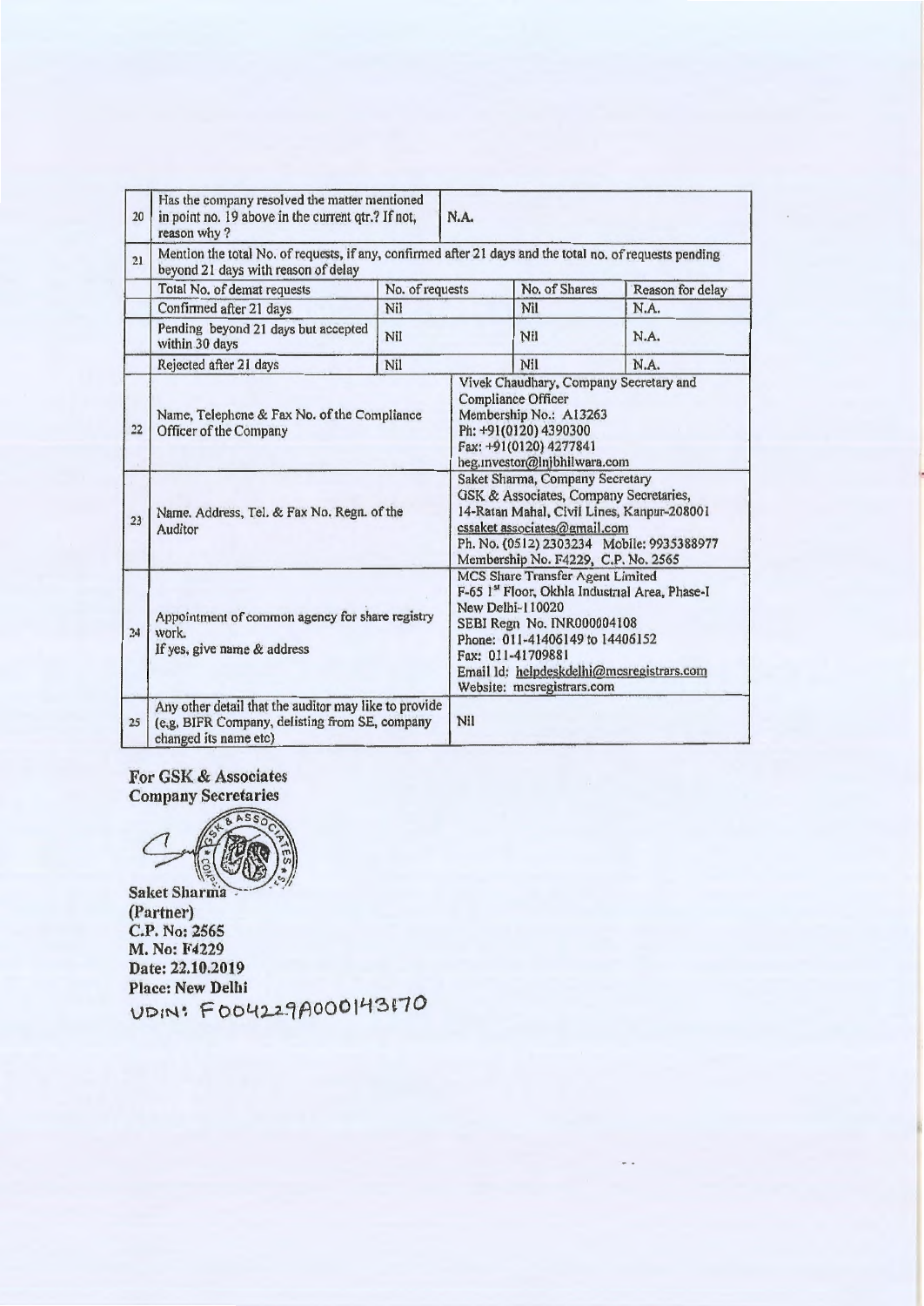| | | | | | |
|---|---|---|---|---|---|
| 20 | Has the company resolved the matter mentioned in point no. 19 above in the current qtr.? If not, reason why ? | N.A. | | | |
| 21 | Mention the total No. of requests, if any, confirmed after 21 days and the total no. of requests pending beyond 21 days with reason of delay | | | | |
| | Total No. of demat requests | No. of requests | | No. of Shares | Reason for delay |
| | Confirmed after 21 days | Nil | | Nil | N.A. |
| | Pending beyond 21 days but accepted within 30 days | Nil | | Nil | N.A. |
| | Rejected after 21 days | Nil | | Nil | N.A. |
| 22 | Name, Telephone & Fax No. of the Compliance Officer of the Company | Vivek Chaudhary, Company Secretary and Compliance Officer<br>Membership No.: A13263<br>Ph: +91(0120) 4390300<br>Fax: +91(0120) 4277841<br>heg.investor@lnjbhilwara.com | | | |
| 23 | Name, Address, Tel. & Fax No. Regn. of the Auditor | Saket Sharma, Company Secretary<br>GSK & Associates, Company Secretaries,<br>14-Ratan Mahal, Civil Lines, Kanpur-208001<br>cssaket associates@gmail.com<br>Ph. No. (0512) 2303234 Mobile: 9935388977<br>Membership No. F4229, C.P. No. 2565 | | | |
| 24 | Appointment of common agency for share registry work.<br>If yes, give name & address | MCS Share Transfer Agent Limited<br>F-65 1st Floor, Okhla Industrial Area, Phase-I<br>New Delhi-110020<br>SEBI Regn No. INR000004108<br>Phone: 011-41406149 to 14406152<br>Fax: 011-41709881<br>Email Id: helpdeskdelhi@mcsregistrars.com<br>Website: mcsregistrars.com | | | |
| 25 | Any other detail that the auditor may like to provide (e.g, BIFR Company, delisting from SE, company changed its name etc) | Nil | | | |

**For GSK & Associates**
**Company Secretaries**

**Saket Sharma**
**(Partner)**
**C.P. No: 2565**
**M. No: F4229**
**Date: 22.10.2019**
**Place: New Delhi**

UDIN: F004229A000143170